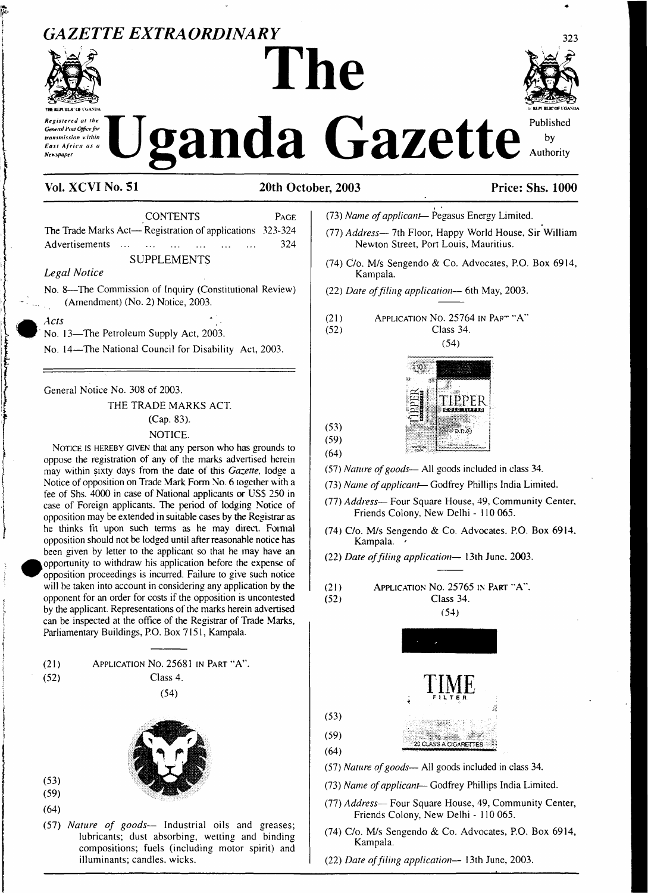# GAZETTE EXTRAORDINARY

# The Uganda Gazette

Registered at the General Post Office for transmission within East Africa as a Newspaper

Published by Authority

**Vol. XCVI No. 51** **20th October, 2003** **Price: Shs. 1000**

| CONTENTS | PAGE |
|---|---|
| The Trade Marks Act— Registration of applications | 323-324 |
| Advertisements ... ... ... ... ... ... ... | 324 |

SUPPLEMENTS

*Legal Notice*

No. 8—The Commission of Inquiry (Constitutional Review) (Amendment) (No. 2) Notice, 2003.

*Acts*

No. 13—The Petroleum Supply Act, 2003.

No. 14—The National Council for Disability Act, 2003.

---

General Notice No. 308 of 2003.

THE TRADE MARKS ACT.

(Cap. 83).

NOTICE.

NOTICE IS HEREBY GIVEN that any person who has grounds to oppose the registration of any of the marks advertised herein may within sixty days from the date of this *Gazette,* lodge a Notice of opposition on Trade Mark Form No. 6 together with a fee of Shs. 4000 in case of National applicants or US$ 250 in case of Foreign applicants. The period of lodging Notice of opposition may be extended in suitable cases by the Registrar as he thinks fit upon such terms as he may direct. Formal opposition should not be lodged until after reasonable notice has been given by letter to the applicant so that he may have an opportunity to withdraw his application before the expense of opposition proceedings is incurred. Failure to give such notice will be taken into account in considering any application by the opponent for an order for costs if the opposition is uncontested by the applicant. Representations of the marks herein advertised can be inspected at the office of the Registrar of Trade Marks, Parliamentary Buildings, P.O. Box 7151, Kampala.

---

(21) APPLICATION No. 25681 IN PART "A".

(52) Class 4.

(54)

(53)

(59)

(64)

(57) *Nature of goods*— Industrial oils and greases; lubricants; dust absorbing, wetting and binding compositions; fuels (including motor spirit) and illuminants; candles, wicks.

(73) *Name of applicant*— Pegasus Energy Limited.

(77) *Address*— 7th Floor, Happy World House, Sir William Newton Street, Port Louis, Mauritius.

(74) C/o. M/s Sengendo & Co. Advocates, P.O. Box 6914, Kampala.

(22) *Date of filing application*— 6th May, 2003.

---

(21) APPLICATION No. 25764 IN PART "A"

(52) Class 34.

(54)

(53)

(59)

(64)

(57) *Nature of goods*— All goods included in class 34.

(73) *Name of applicant*— Godfrey Phillips India Limited.

(77) *Address*— Four Square House, 49, Community Center, Friends Colony, New Delhi - 110 065.

(74) C/o. M/s Sengendo & Co. Advocates. P.O. Box 6914, Kampala.

(22) *Date of filing application*— 13th June, 2003.

---

(21) APPLICATION No. 25765 IN PART "A".

(52) Class 34.

(54)

(53)

(59)

(64)

(57) *Nature of goods*— All goods included in class 34.

(73) *Name of applicant*— Godfrey Phillips India Limited.

(77) *Address*— Four Square House, 49, Community Center, Friends Colony, New Delhi - 110 065.

(74) C/o. M/s Sengendo & Co. Advocates, P.O. Box 6914, Kampala.

(22) *Date of filing application*— 13th June, 2003.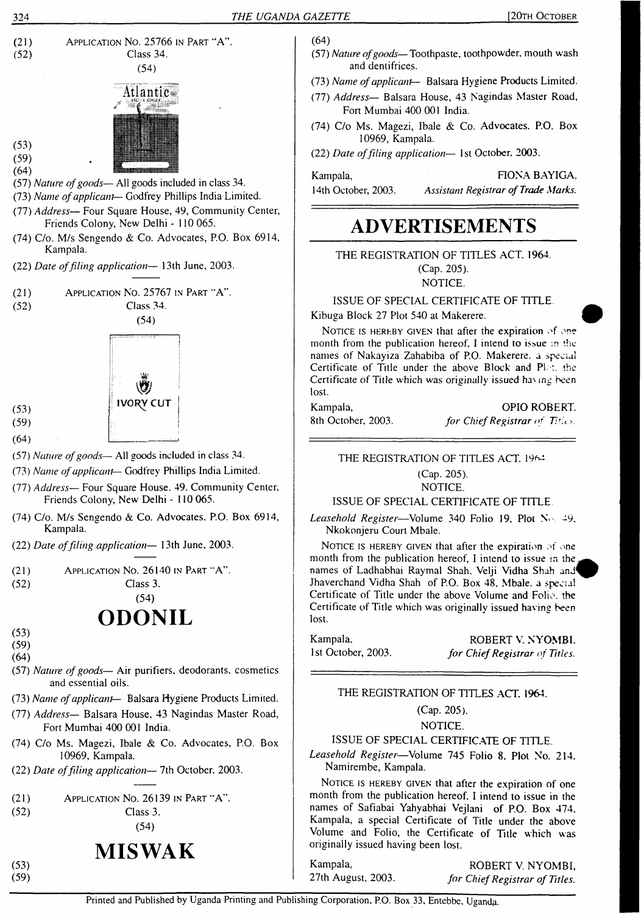(21) APPLICATION No. 25766 IN PART "A".
(52) Class 34.

(54)

Atlantic

(53)
(59)
(64)

(57) *Nature of goods*— All goods included in class 34.

(73) *Name of applicant*— Godfrey Phillips India Limited.

(77) *Address*— Four Square House, 49, Community Center, Friends Colony, New Delhi - 110 065.

(74) C/o. M/s Sengendo & Co. Advocates, P.O. Box 6914, Kampala.

(22) *Date of filing application*— 13th June, 2003.

(21) APPLICATION No. 25767 IN PART "A".
(52) Class 34.

(54)

IVORY CUT

(53)
(59)
(64)

(57) *Nature of goods*— All goods included in class 34.

(73) *Name of applicant*— Godfrey Phillips India Limited.

(77) *Address*— Four Square House, 49, Community Center, Friends Colony, New Delhi - 110 065.

(74) C/o. M/s Sengendo & Co. Advocates, P.O. Box 6914, Kampala.

(22) *Date of filing application*— 13th June, 2003.

---

(21) APPLICATION No. 26140 IN PART "A".
(52) Class 3.

(54)

# ODONIL

(53)
(59)
(64)

(57) *Nature of goods*— Air purifiers, deodorants, cosmetics and essential oils.

(73) *Name of applicant*— Balsara Hygiene Products Limited.

(77) *Address*— Balsara House, 43 Nagindas Master Road, Fort Mumbai 400 001 India.

(74) C/o Ms. Magezi, Ibale & Co. Advocates, P.O. Box 10969, Kampala.

(22) *Date of filing application*— 7th October, 2003.

---

(21) APPLICATION No. 26139 IN PART "A".
(52) Class 3.

(54)

# MISWAK

(53)
(59)
(64)

(57) *Nature of goods*— Toothpaste, toothpowder, mouth wash and dentifrices.

(73) *Name of applicant*— Balsara Hygiene Products Limited.

(77) *Address*— Balsara House, 43 Nagindas Master Road, Fort Mumbai 400 001 India.

(74) C/o Ms. Magezi, Ibale & Co. Advocates, P.O. Box 10969, Kampala.

(22) *Date of filing application*— 1st October, 2003.

Kampala, 14th October, 2003.

FIONA BAYIGA,
*Assistant Registrar of Trade Marks.*

# ADVERTISEMENTS

THE REGISTRATION OF TITLES ACT, 1964.
(Cap. 205).
NOTICE.

ISSUE OF SPECIAL CERTIFICATE OF TITLE.

Kibuga Block 27 Plot 540 at Makerere.

NOTICE IS HEREBY GIVEN that after the expiration of one month from the publication hereof, I intend to issue in the names of Nakayiza Zahabiba of P.O. Makerere, a special Certificate of Title under the above Block and Plot, the Certificate of Title which was originally issued having been lost.

Kampala, 8th October, 2003.

OPIO ROBERT,
*for Chief Registrar of Titles.*

---

THE REGISTRATION OF TITLES ACT, 1964.
(Cap. 205).
NOTICE.

ISSUE OF SPECIAL CERTIFICATE OF TITLE.

*Leasehold Register*—Volume 340 Folio 19, Plot No. 49, Nkokonjeru Court Mbale.

NOTICE IS HEREBY GIVEN that after the expiration of one month from the publication hereof, I intend to issue in the names of Ladhabhai Raymal Shah, Velji Vidha Shah and Jhaverchand Vidha Shah of P.O. Box 48, Mbale, a special Certificate of Title under the above Volume and Folio, the Certificate of Title which was originally issued having been lost.

Kampala, 1st October, 2003.

ROBERT V. NYOMBI,
*for Chief Registrar of Titles.*

---

THE REGISTRATION OF TITLES ACT, 1964.
(Cap. 205).
NOTICE.

ISSUE OF SPECIAL CERTIFICATE OF TITLE.

*Leasehold Register*—Volume 745 Folio 8, Plot No. 214, Namirembe, Kampala.

NOTICE IS HEREBY GIVEN that after the expiration of one month from the publication hereof, I intend to issue in the names of Safiabai Yahyabhai Vejlani of P.O. Box 474, Kampala, a special Certificate of Title under the above Volume and Folio, the Certificate of Title which was originally issued having been lost.

Kampala, 27th August, 2003.

ROBERT V. NYOMBI,
*for Chief Registrar of Titles.*

Printed and Published by Uganda Printing and Publishing Corporation, P.O. Box 33, Entebbe, Uganda.